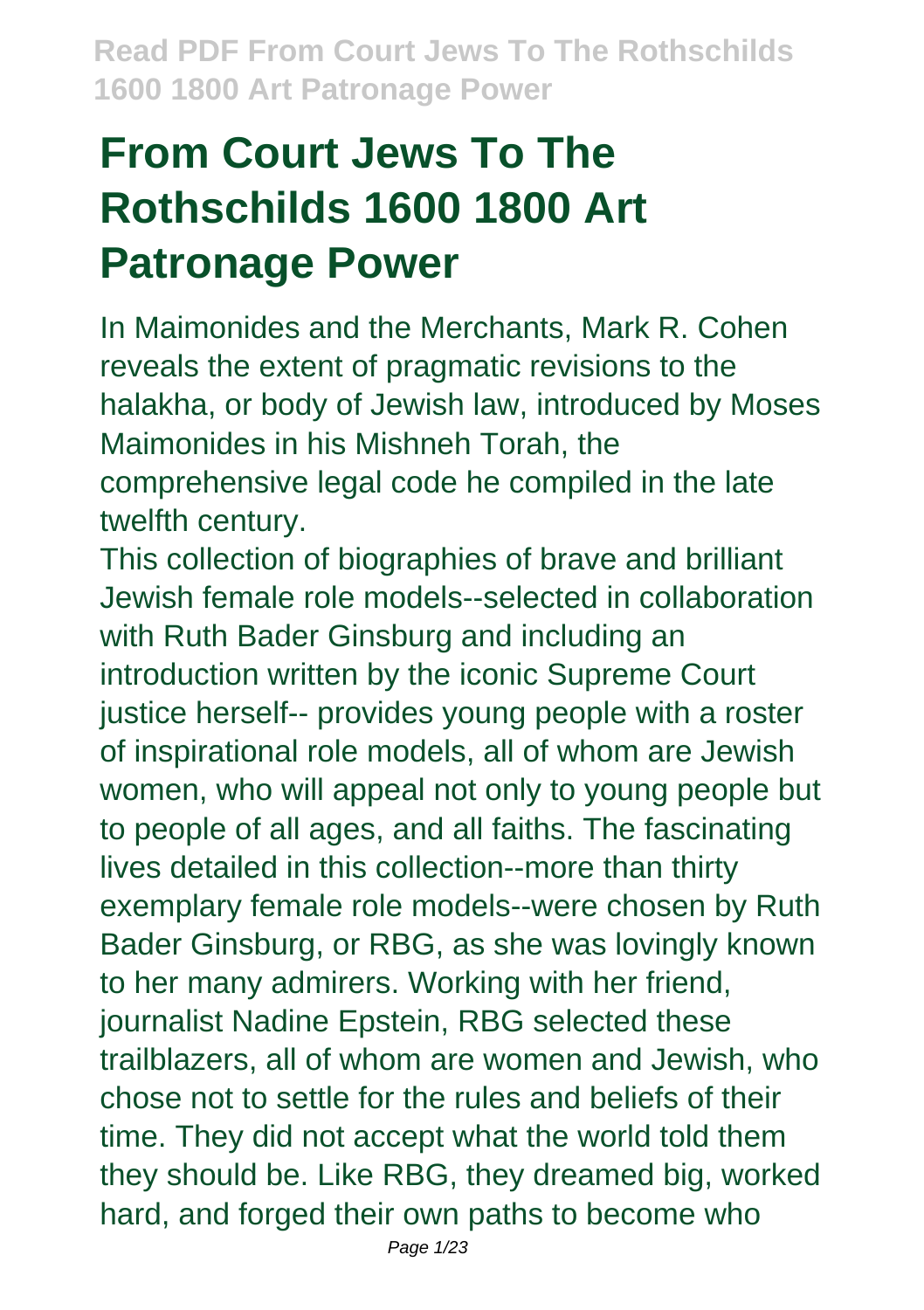# From Court Jews To The Rothschilds 1600 1800 Art Patronage Power

In Maimonides and the Merchants, Mark R. Cohen reveals the extent of pragmatic revisions to the halakha, or body of Jewish law, introduced by Moses Maimonides in his Mishneh Torah, the comprehensive legal code he compiled in the late twelfth century.

This collection of biographies of brave and brilliant Jewish female role models--selected in collaboration with Ruth Bader Ginsburg and including an introduction written by the iconic Supreme Court justice herself-- provides young people with a roster of inspirational role models, all of whom are Jewish women, who will appeal not only to young people but to people of all ages, and all faiths. The fascinating lives detailed in this collection--more than thirty exemplary female role models--were chosen by Ruth Bader Ginsburg, or RBG, as she was lovingly known to her many admirers. Working with her friend, journalist Nadine Epstein, RBG selected these trailblazers, all of whom are women and Jewish, who chose not to settle for the rules and beliefs of their time. They did not accept what the world told them they should be. Like RBG, they dreamed big, worked hard, and forged their own paths to become who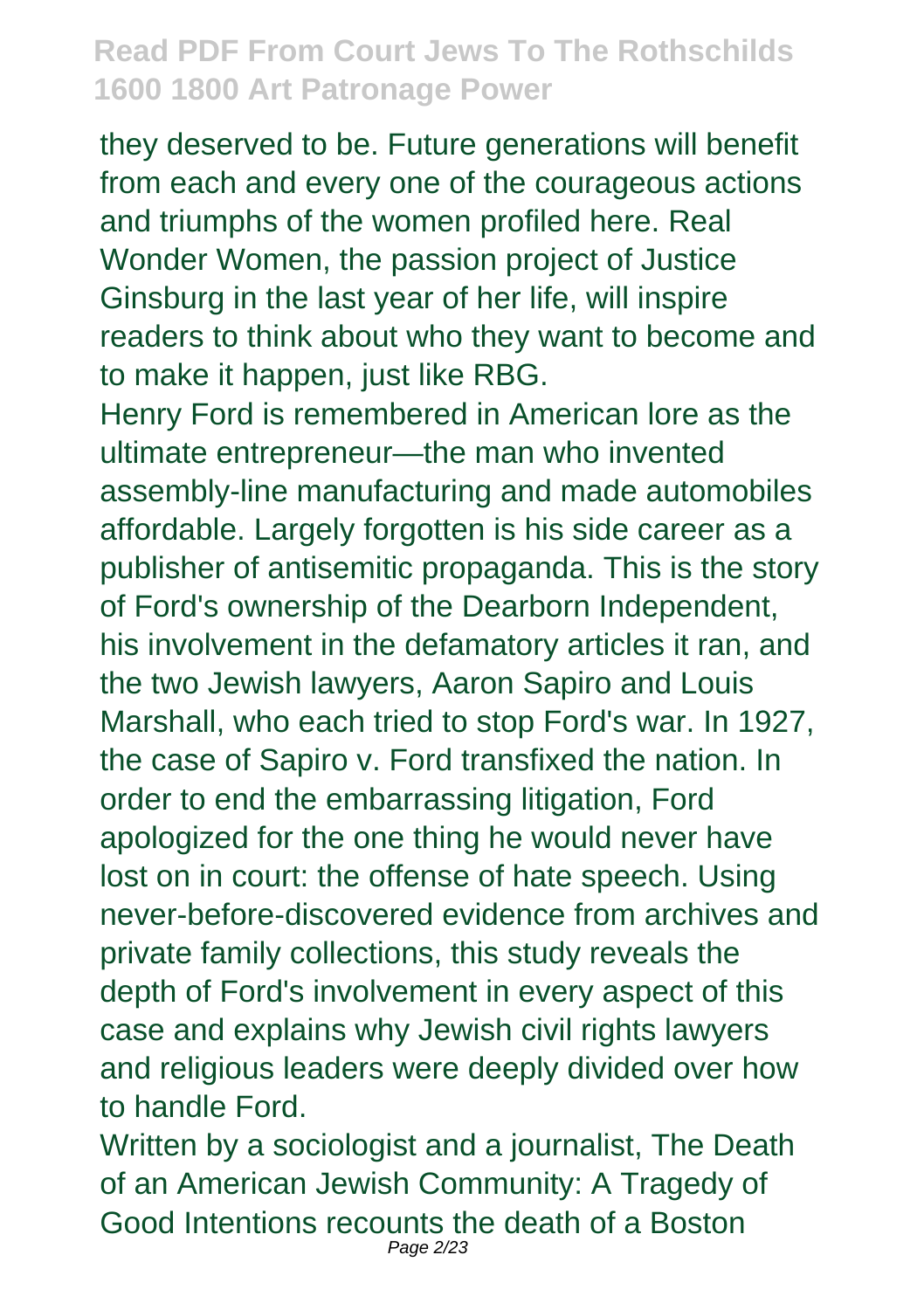they deserved to be. Future generations will benefit from each and every one of the courageous actions and triumphs of the women profiled here. Real Wonder Women, the passion project of Justice Ginsburg in the last year of her life, will inspire readers to think about who they want to become and to make it happen, just like RBG.

Henry Ford is remembered in American lore as the ultimate entrepreneur—the man who invented assembly-line manufacturing and made automobiles affordable. Largely forgotten is his side career as a publisher of antisemitic propaganda. This is the story of Ford's ownership of the Dearborn Independent, his involvement in the defamatory articles it ran, and the two Jewish lawyers, Aaron Sapiro and Louis Marshall, who each tried to stop Ford's war. In 1927, the case of Sapiro v. Ford transfixed the nation. In order to end the embarrassing litigation, Ford apologized for the one thing he would never have lost on in court: the offense of hate speech. Using never-before-discovered evidence from archives and private family collections, this study reveals the depth of Ford's involvement in every aspect of this case and explains why Jewish civil rights lawyers and religious leaders were deeply divided over how to handle Ford.

Written by a sociologist and a journalist, The Death of an American Jewish Community: A Tragedy of Good Intentions recounts the death of a Boston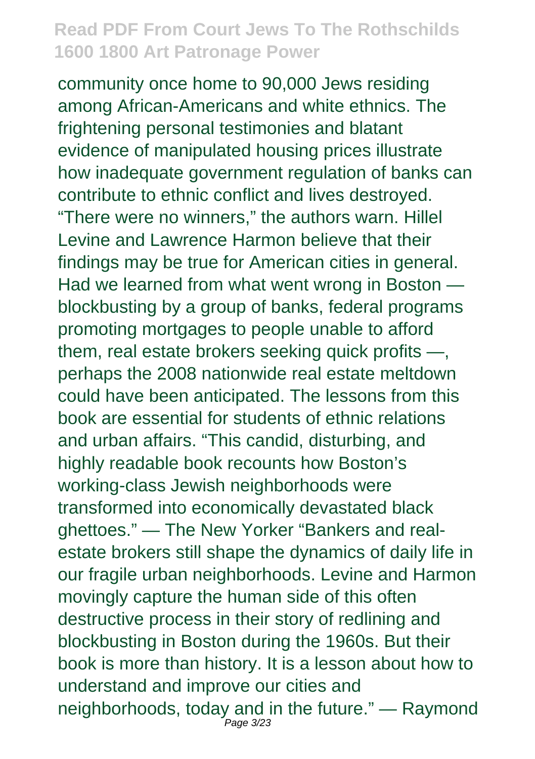community once home to 90,000 Jews residing among African-Americans and white ethnics. The frightening personal testimonies and blatant evidence of manipulated housing prices illustrate how inadequate government regulation of banks can contribute to ethnic conflict and lives destroyed. “There were no winners,” the authors warn. Hillel Levine and Lawrence Harmon believe that their findings may be true for American cities in general. Had we learned from what went wrong in Boston — blockbusting by a group of banks, federal programs promoting mortgages to people unable to afford them, real estate brokers seeking quick profits —, perhaps the 2008 nationwide real estate meltdown could have been anticipated. The lessons from this book are essential for students of ethnic relations and urban affairs. “This candid, disturbing, and highly readable book recounts how Boston’s working-class Jewish neighborhoods were transformed into economically devastated black ghettoes.” — The New Yorker “Bankers and real-estate brokers still shape the dynamics of daily life in our fragile urban neighborhoods. Levine and Harmon movingly capture the human side of this often destructive process in their story of redlining and blockbusting in Boston during the 1960s. But their book is more than history. It is a lesson about how to understand and improve our cities and neighborhoods, today and in the future.” — Raymond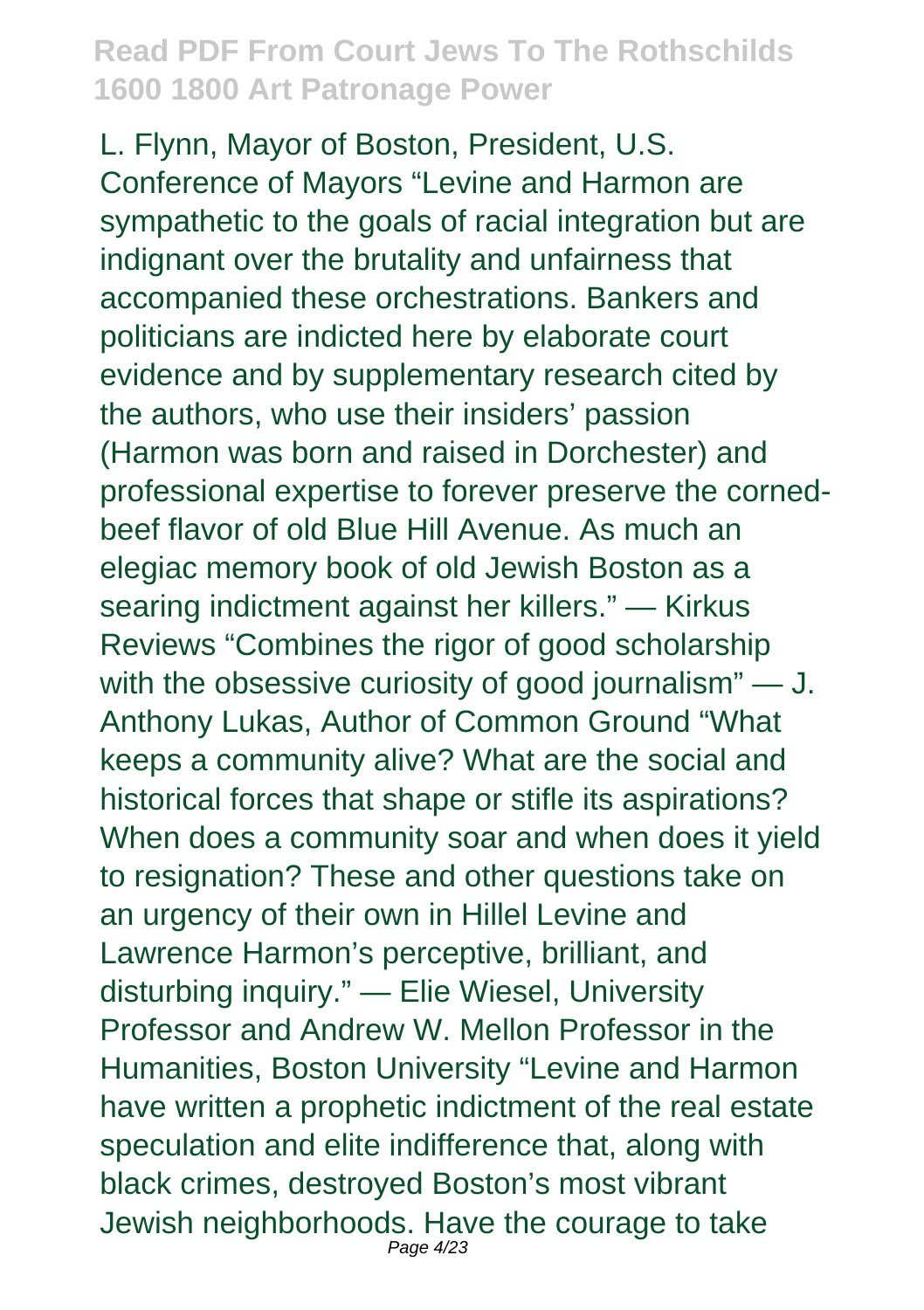L. Flynn, Mayor of Boston, President, U.S. Conference of Mayors "Levine and Harmon are sympathetic to the goals of racial integration but are indignant over the brutality and unfairness that accompanied these orchestrations. Bankers and politicians are indicted here by elaborate court evidence and by supplementary research cited by the authors, who use their insiders' passion (Harmon was born and raised in Dorchester) and professional expertise to forever preserve the corned-beef flavor of old Blue Hill Avenue. As much an elegiac memory book of old Jewish Boston as a searing indictment against her killers." — Kirkus Reviews "Combines the rigor of good scholarship with the obsessive curiosity of good journalism" — J. Anthony Lukas, Author of Common Ground "What keeps a community alive? What are the social and historical forces that shape or stifle its aspirations? When does a community soar and when does it yield to resignation? These and other questions take on an urgency of their own in Hillel Levine and Lawrence Harmon's perceptive, brilliant, and disturbing inquiry." — Elie Wiesel, University Professor and Andrew W. Mellon Professor in the Humanities, Boston University "Levine and Harmon have written a prophetic indictment of the real estate speculation and elite indifference that, along with black crimes, destroyed Boston's most vibrant Jewish neighborhoods. Have the courage to take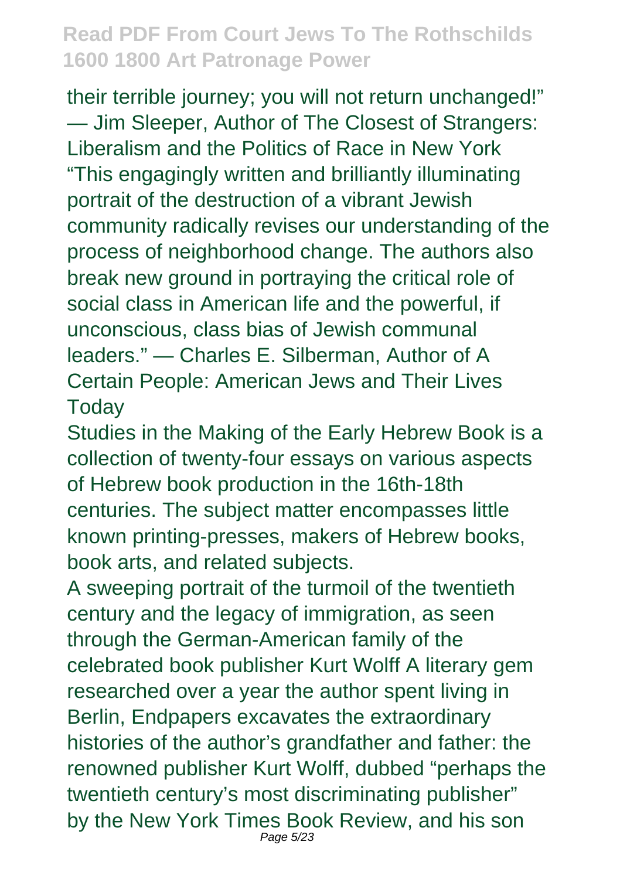their terrible journey; you will not return unchanged!" — Jim Sleeper, Author of The Closest of Strangers: Liberalism and the Politics of Race in New York "This engagingly written and brilliantly illuminating portrait of the destruction of a vibrant Jewish community radically revises our understanding of the process of neighborhood change. The authors also break new ground in portraying the critical role of social class in American life and the powerful, if unconscious, class bias of Jewish communal leaders." — Charles E. Silberman, Author of A Certain People: American Jews and Their Lives Today

Studies in the Making of the Early Hebrew Book is a collection of twenty-four essays on various aspects of Hebrew book production in the 16th-18th centuries. The subject matter encompasses little known printing-presses, makers of Hebrew books, book arts, and related subjects.

A sweeping portrait of the turmoil of the twentieth century and the legacy of immigration, as seen through the German-American family of the celebrated book publisher Kurt Wolff A literary gem researched over a year the author spent living in Berlin, Endpapers excavates the extraordinary histories of the author's grandfather and father: the renowned publisher Kurt Wolff, dubbed "perhaps the twentieth century's most discriminating publisher" by the New York Times Book Review, and his son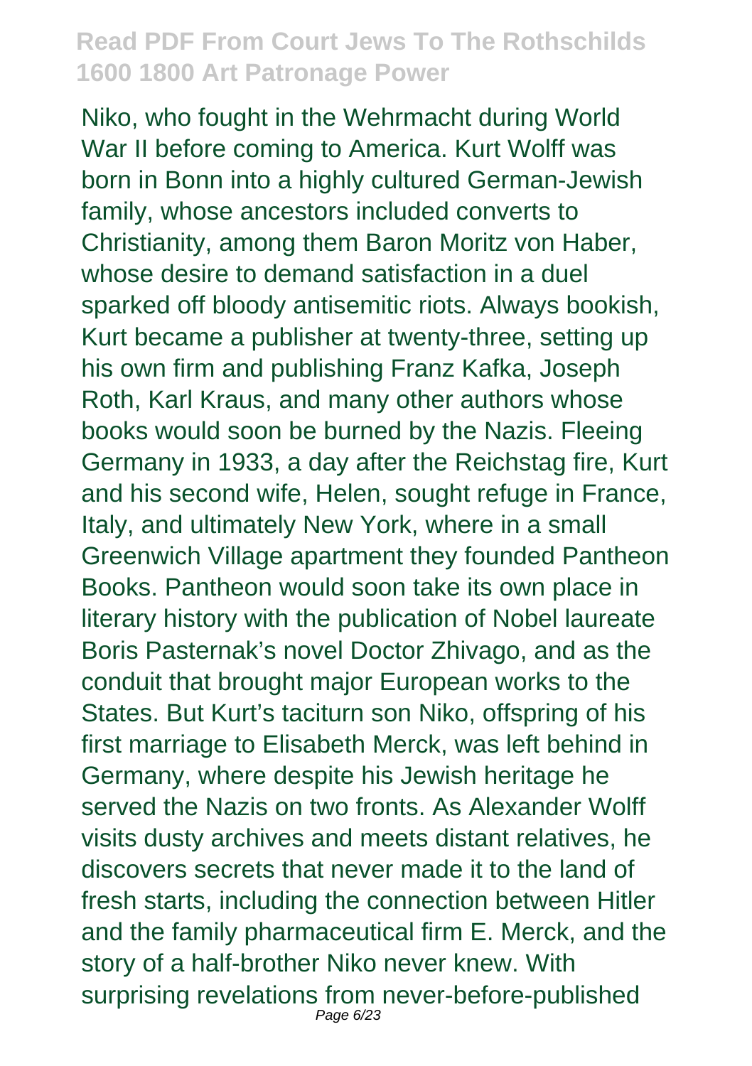Niko, who fought in the Wehrmacht during World War II before coming to America. Kurt Wolff was born in Bonn into a highly cultured German-Jewish family, whose ancestors included converts to Christianity, among them Baron Moritz von Haber, whose desire to demand satisfaction in a duel sparked off bloody antisemitic riots. Always bookish, Kurt became a publisher at twenty-three, setting up his own firm and publishing Franz Kafka, Joseph Roth, Karl Kraus, and many other authors whose books would soon be burned by the Nazis. Fleeing Germany in 1933, a day after the Reichstag fire, Kurt and his second wife, Helen, sought refuge in France, Italy, and ultimately New York, where in a small Greenwich Village apartment they founded Pantheon Books. Pantheon would soon take its own place in literary history with the publication of Nobel laureate Boris Pasternak's novel Doctor Zhivago, and as the conduit that brought major European works to the States. But Kurt's taciturn son Niko, offspring of his first marriage to Elisabeth Merck, was left behind in Germany, where despite his Jewish heritage he served the Nazis on two fronts. As Alexander Wolff visits dusty archives and meets distant relatives, he discovers secrets that never made it to the land of fresh starts, including the connection between Hitler and the family pharmaceutical firm E. Merck, and the story of a half-brother Niko never knew. With surprising revelations from never-before-published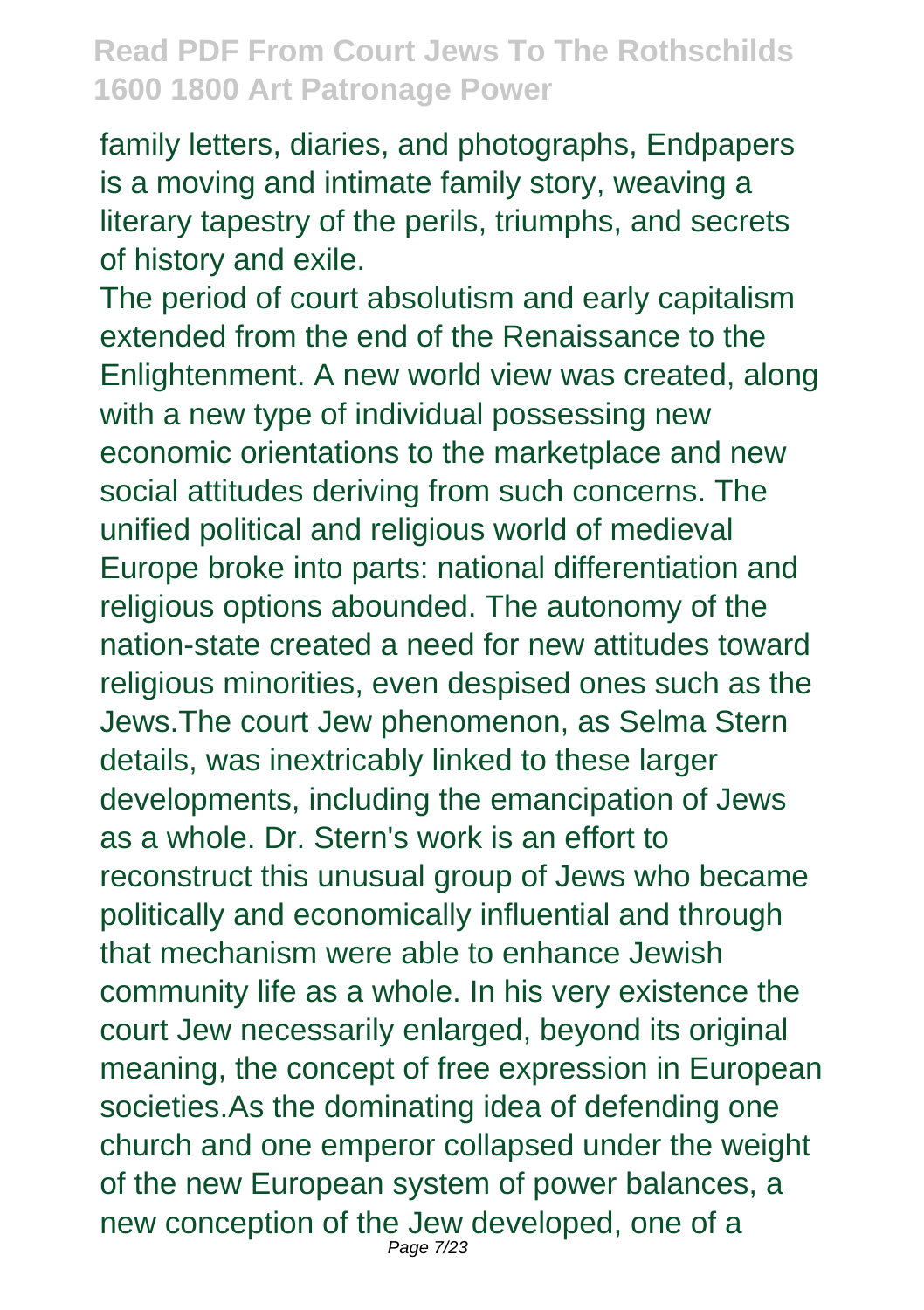family letters, diaries, and photographs, Endpapers is a moving and intimate family story, weaving a literary tapestry of the perils, triumphs, and secrets of history and exile.

The period of court absolutism and early capitalism extended from the end of the Renaissance to the Enlightenment. A new world view was created, along with a new type of individual possessing new economic orientations to the marketplace and new social attitudes deriving from such concerns. The unified political and religious world of medieval Europe broke into parts: national differentiation and religious options abounded. The autonomy of the nation-state created a need for new attitudes toward religious minorities, even despised ones such as the Jews.The court Jew phenomenon, as Selma Stern details, was inextricably linked to these larger developments, including the emancipation of Jews as a whole. Dr. Stern's work is an effort to reconstruct this unusual group of Jews who became politically and economically influential and through that mechanism were able to enhance Jewish community life as a whole. In his very existence the court Jew necessarily enlarged, beyond its original meaning, the concept of free expression in European societies.As the dominating idea of defending one church and one emperor collapsed under the weight of the new European system of power balances, a new conception of the Jew developed, one of a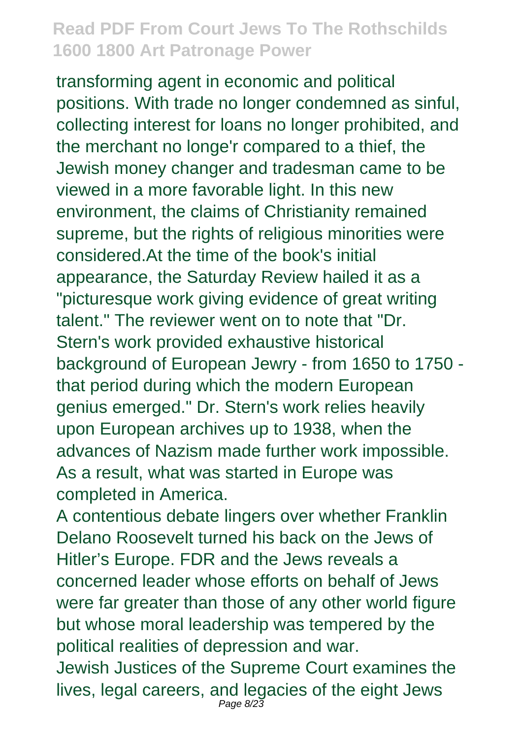transforming agent in economic and political positions. With trade no longer condemned as sinful, collecting interest for loans no longer prohibited, and the merchant no longe'r compared to a thief, the Jewish money changer and tradesman came to be viewed in a more favorable light. In this new environment, the claims of Christianity remained supreme, but the rights of religious minorities were considered.At the time of the book's initial appearance, the Saturday Review hailed it as a "picturesque work giving evidence of great writing talent." The reviewer went on to note that "Dr. Stern's work provided exhaustive historical background of European Jewry - from 1650 to 1750 - that period during which the modern European genius emerged." Dr. Stern's work relies heavily upon European archives up to 1938, when the advances of Nazism made further work impossible. As a result, what was started in Europe was completed in America.

A contentious debate lingers over whether Franklin Delano Roosevelt turned his back on the Jews of Hitler's Europe. FDR and the Jews reveals a concerned leader whose efforts on behalf of Jews were far greater than those of any other world figure but whose moral leadership was tempered by the political realities of depression and war.

Jewish Justices of the Supreme Court examines the lives, legal careers, and legacies of the eight Jews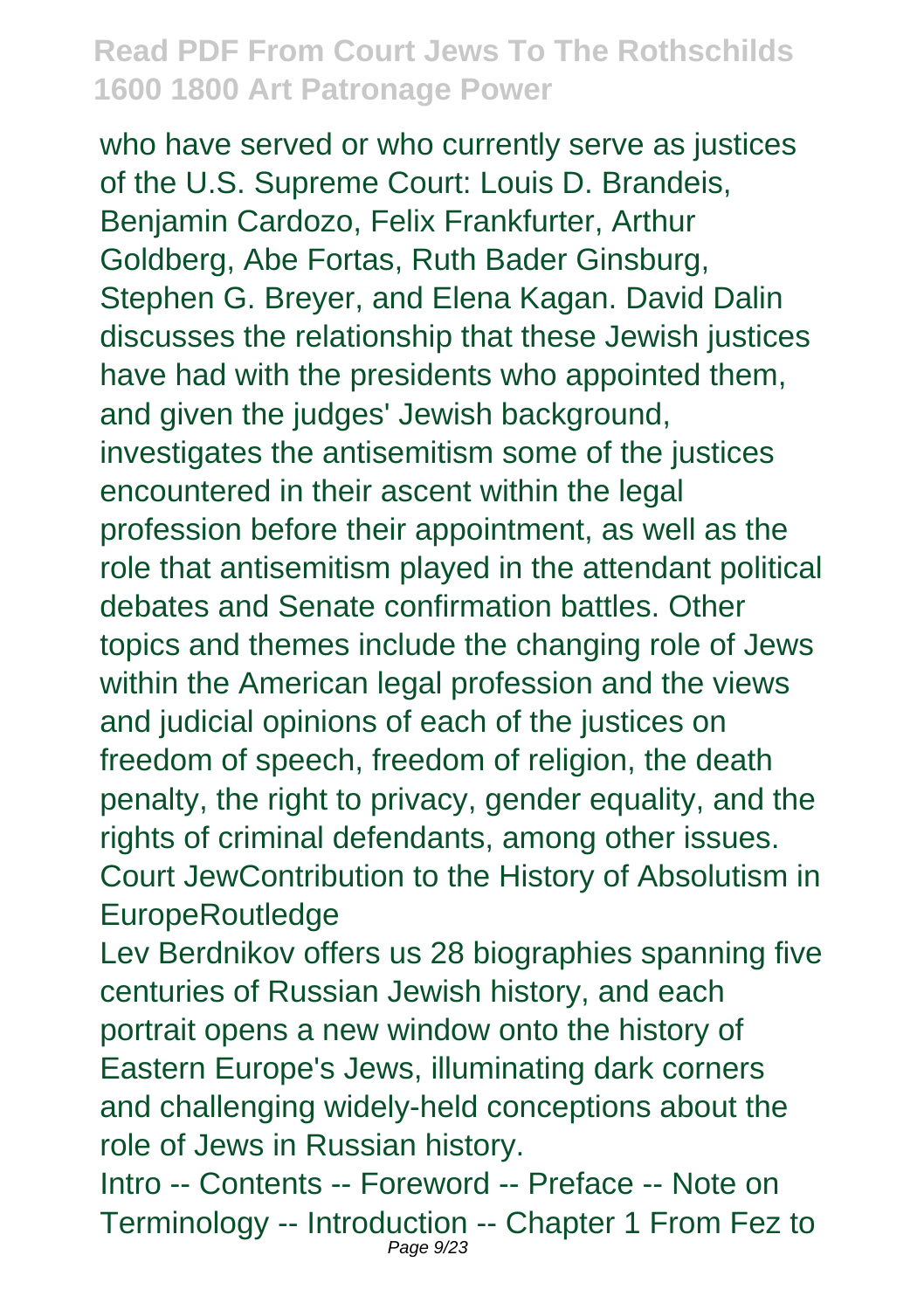who have served or who currently serve as justices of the U.S. Supreme Court: Louis D. Brandeis, Benjamin Cardozo, Felix Frankfurter, Arthur Goldberg, Abe Fortas, Ruth Bader Ginsburg, Stephen G. Breyer, and Elena Kagan. David Dalin discusses the relationship that these Jewish justices have had with the presidents who appointed them, and given the judges' Jewish background, investigates the antisemitism some of the justices encountered in their ascent within the legal profession before their appointment, as well as the role that antisemitism played in the attendant political debates and Senate confirmation battles. Other topics and themes include the changing role of Jews within the American legal profession and the views and judicial opinions of each of the justices on freedom of speech, freedom of religion, the death penalty, the right to privacy, gender equality, and the rights of criminal defendants, among other issues.
Court JewContribution to the History of Absolutism in EuropeRoutledge

Lev Berdnikov offers us 28 biographies spanning five centuries of Russian Jewish history, and each portrait opens a new window onto the history of Eastern Europe's Jews, illuminating dark corners and challenging widely-held conceptions about the role of Jews in Russian history.

Intro -- Contents -- Foreword -- Preface -- Note on Terminology -- Introduction -- Chapter 1 From Fez to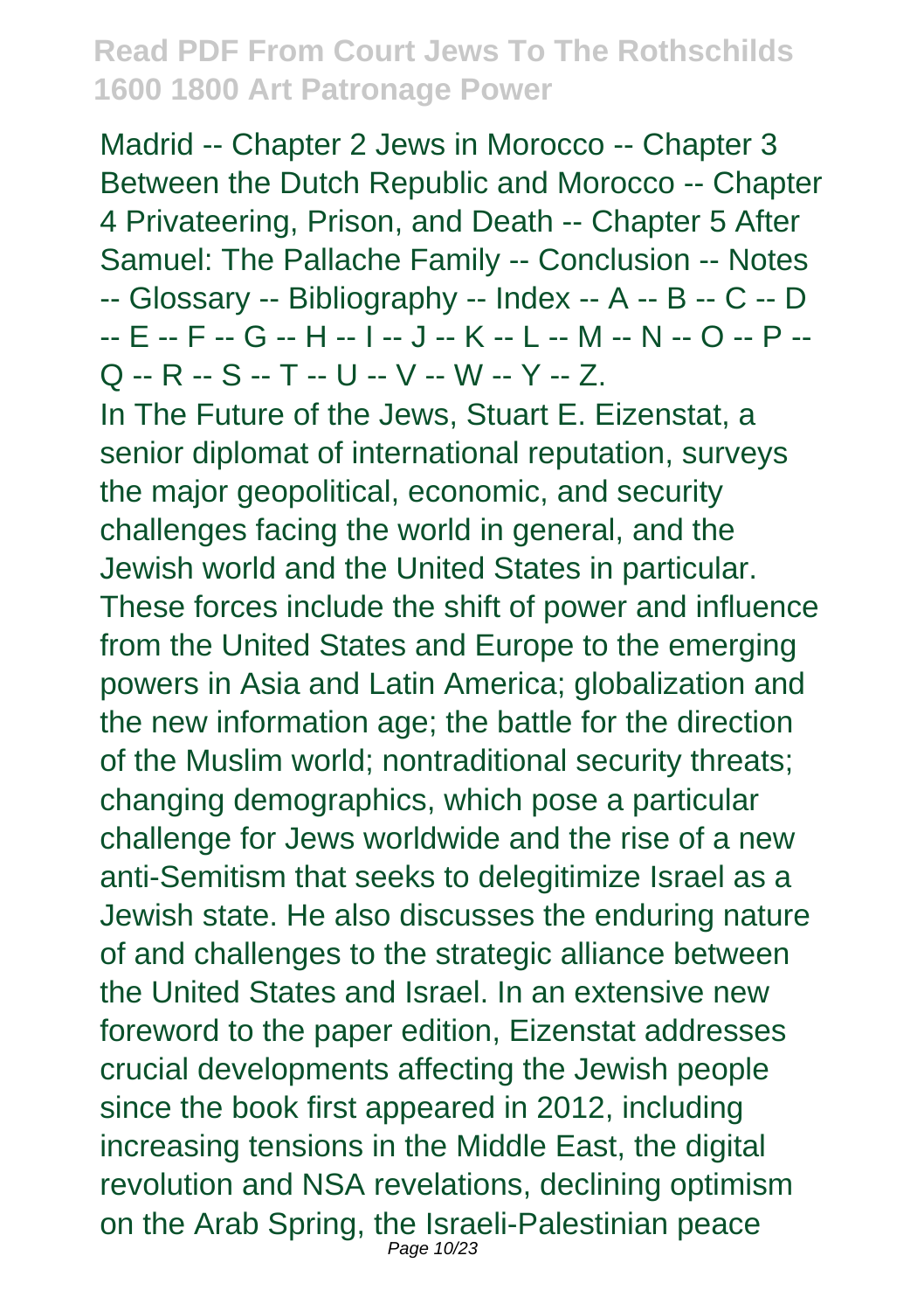Madrid -- Chapter 2 Jews in Morocco -- Chapter 3 Between the Dutch Republic and Morocco -- Chapter 4 Privateering, Prison, and Death -- Chapter 5 After Samuel: The Pallache Family -- Conclusion -- Notes -- Glossary -- Bibliography -- Index -- A -- B -- C -- D -- E -- F -- G -- H -- I -- J -- K -- L -- M -- N -- O -- P -- Q -- R -- S -- T -- U -- V -- W -- Y -- Z.

In The Future of the Jews, Stuart E. Eizenstat, a senior diplomat of international reputation, surveys the major geopolitical, economic, and security challenges facing the world in general, and the Jewish world and the United States in particular. These forces include the shift of power and influence from the United States and Europe to the emerging powers in Asia and Latin America; globalization and the new information age; the battle for the direction of the Muslim world; nontraditional security threats; changing demographics, which pose a particular challenge for Jews worldwide and the rise of a new anti-Semitism that seeks to delegitimize Israel as a Jewish state. He also discusses the enduring nature of and challenges to the strategic alliance between the United States and Israel. In an extensive new foreword to the paper edition, Eizenstat addresses crucial developments affecting the Jewish people since the book first appeared in 2012, including increasing tensions in the Middle East, the digital revolution and NSA revelations, declining optimism on the Arab Spring, the Israeli-Palestinian peace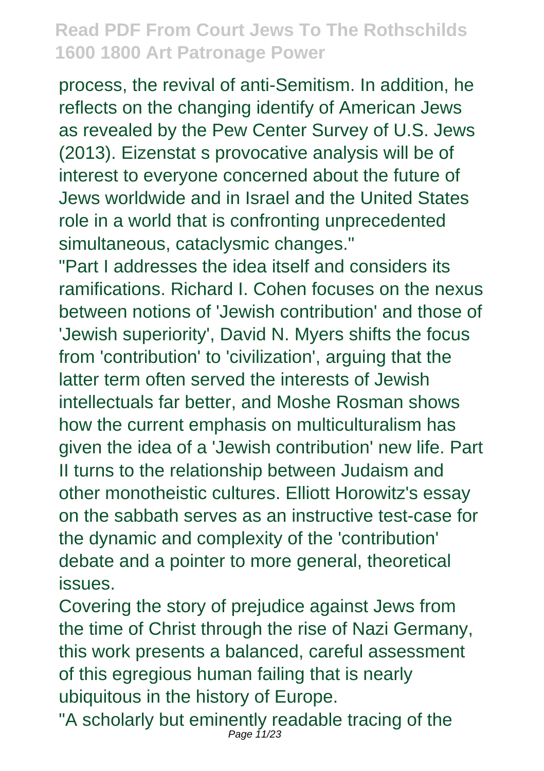process, the revival of anti-Semitism. In addition, he reflects on the changing identify of American Jews as revealed by the Pew Center Survey of U.S. Jews (2013). Eizenstat s provocative analysis will be of interest to everyone concerned about the future of Jews worldwide and in Israel and the United States role in a world that is confronting unprecedented simultaneous, cataclysmic changes."

"Part I addresses the idea itself and considers its ramifications. Richard I. Cohen focuses on the nexus between notions of 'Jewish contribution' and those of 'Jewish superiority', David N. Myers shifts the focus from 'contribution' to 'civilization', arguing that the latter term often served the interests of Jewish intellectuals far better, and Moshe Rosman shows how the current emphasis on multiculturalism has given the idea of a 'Jewish contribution' new life. Part II turns to the relationship between Judaism and other monotheistic cultures. Elliott Horowitz's essay on the sabbath serves as an instructive test-case for the dynamic and complexity of the 'contribution' debate and a pointer to more general, theoretical issues.

Covering the story of prejudice against Jews from the time of Christ through the rise of Nazi Germany, this work presents a balanced, careful assessment of this egregious human failing that is nearly ubiquitous in the history of Europe.

"A scholarly but eminently readable tracing of the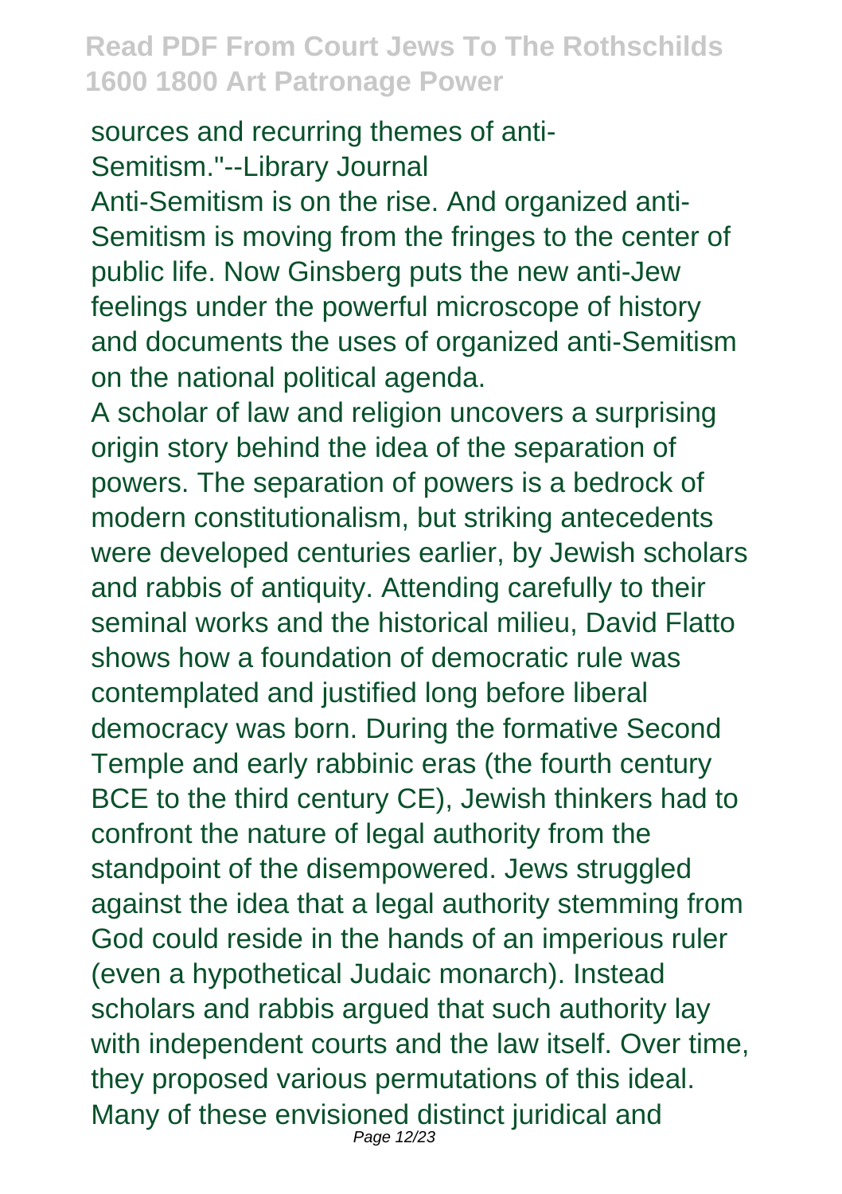sources and recurring themes of anti-Semitism."--Library Journal

Anti-Semitism is on the rise. And organized anti-Semitism is moving from the fringes to the center of public life. Now Ginsberg puts the new anti-Jew feelings under the powerful microscope of history and documents the uses of organized anti-Semitism on the national political agenda.

A scholar of law and religion uncovers a surprising origin story behind the idea of the separation of powers. The separation of powers is a bedrock of modern constitutionalism, but striking antecedents were developed centuries earlier, by Jewish scholars and rabbis of antiquity. Attending carefully to their seminal works and the historical milieu, David Flatto shows how a foundation of democratic rule was contemplated and justified long before liberal democracy was born. During the formative Second Temple and early rabbinic eras (the fourth century BCE to the third century CE), Jewish thinkers had to confront the nature of legal authority from the standpoint of the disempowered. Jews struggled against the idea that a legal authority stemming from God could reside in the hands of an imperious ruler (even a hypothetical Judaic monarch). Instead scholars and rabbis argued that such authority lay with independent courts and the law itself. Over time, they proposed various permutations of this ideal. Many of these envisioned distinct juridical and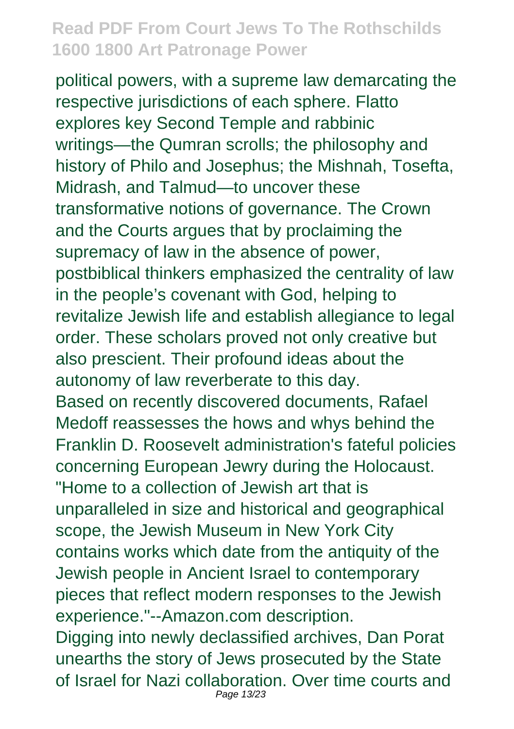political powers, with a supreme law demarcating the respective jurisdictions of each sphere. Flatto explores key Second Temple and rabbinic writings—the Qumran scrolls; the philosophy and history of Philo and Josephus; the Mishnah, Tosefta, Midrash, and Talmud—to uncover these transformative notions of governance. The Crown and the Courts argues that by proclaiming the supremacy of law in the absence of power, postbiblical thinkers emphasized the centrality of law in the people's covenant with God, helping to revitalize Jewish life and establish allegiance to legal order. These scholars proved not only creative but also prescient. Their profound ideas about the autonomy of law reverberate to this day.

Based on recently discovered documents, Rafael Medoff reassesses the hows and whys behind the Franklin D. Roosevelt administration's fateful policies concerning European Jewry during the Holocaust.

"Home to a collection of Jewish art that is unparalleled in size and historical and geographical scope, the Jewish Museum in New York City contains works which date from the antiquity of the Jewish people in Ancient Israel to contemporary pieces that reflect modern responses to the Jewish experience."--Amazon.com description.

Digging into newly declassified archives, Dan Porat unearths the story of Jews prosecuted by the State of Israel for Nazi collaboration. Over time courts and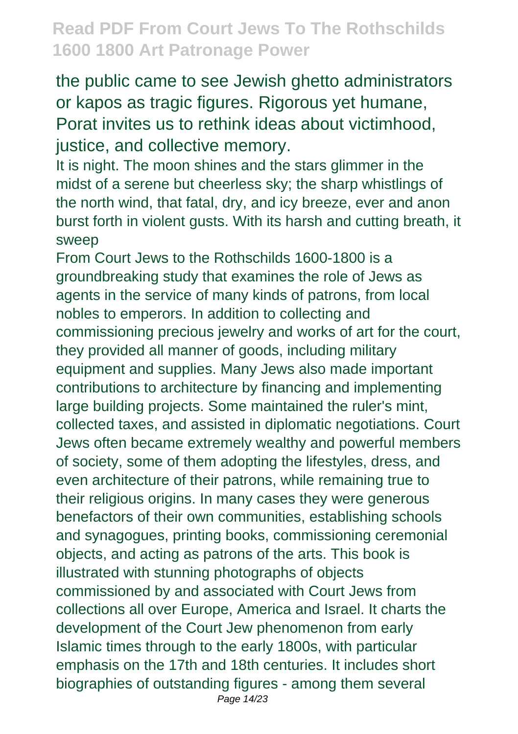the public came to see Jewish ghetto administrators or kapos as tragic figures. Rigorous yet humane, Porat invites us to rethink ideas about victimhood, justice, and collective memory.

It is night. The moon shines and the stars glimmer in the midst of a serene but cheerless sky; the sharp whistlings of the north wind, that fatal, dry, and icy breeze, ever and anon burst forth in violent gusts. With its harsh and cutting breath, it sweep

From Court Jews to the Rothschilds 1600-1800 is a groundbreaking study that examines the role of Jews as agents in the service of many kinds of patrons, from local nobles to emperors. In addition to collecting and commissioning precious jewelry and works of art for the court, they provided all manner of goods, including military equipment and supplies. Many Jews also made important contributions to architecture by financing and implementing large building projects. Some maintained the ruler's mint, collected taxes, and assisted in diplomatic negotiations. Court Jews often became extremely wealthy and powerful members of society, some of them adopting the lifestyles, dress, and even architecture of their patrons, while remaining true to their religious origins. In many cases they were generous benefactors of their own communities, establishing schools and synagogues, printing books, commissioning ceremonial objects, and acting as patrons of the arts. This book is illustrated with stunning photographs of objects commissioned by and associated with Court Jews from collections all over Europe, America and Israel. It charts the development of the Court Jew phenomenon from early Islamic times through to the early 1800s, with particular emphasis on the 17th and 18th centuries. It includes short biographies of outstanding figures - among them several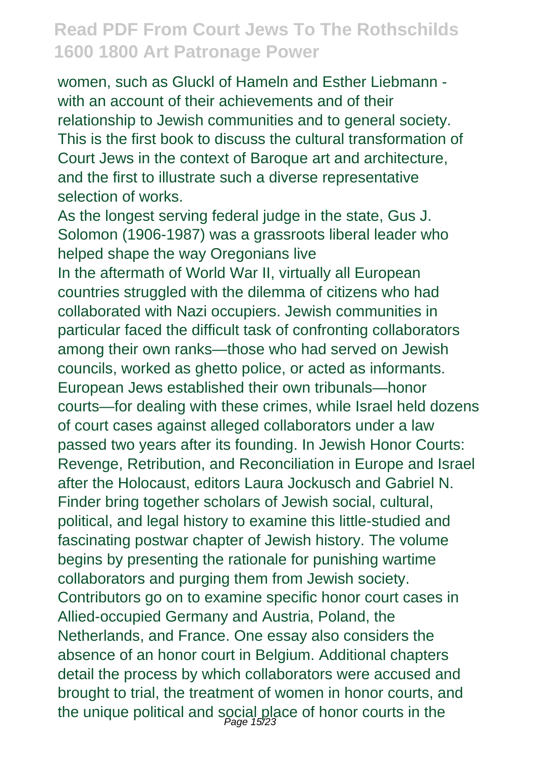women, such as Gluckl of Hameln and Esther Liebmann - with an account of their achievements and of their relationship to Jewish communities and to general society. This is the first book to discuss the cultural transformation of Court Jews in the context of Baroque art and architecture, and the first to illustrate such a diverse representative selection of works.

As the longest serving federal judge in the state, Gus J. Solomon (1906-1987) was a grassroots liberal leader who helped shape the way Oregonians live

In the aftermath of World War II, virtually all European countries struggled with the dilemma of citizens who had collaborated with Nazi occupiers. Jewish communities in particular faced the difficult task of confronting collaborators among their own ranks—those who had served on Jewish councils, worked as ghetto police, or acted as informants. European Jews established their own tribunals—honor courts—for dealing with these crimes, while Israel held dozens of court cases against alleged collaborators under a law passed two years after its founding. In Jewish Honor Courts: Revenge, Retribution, and Reconciliation in Europe and Israel after the Holocaust, editors Laura Jockusch and Gabriel N. Finder bring together scholars of Jewish social, cultural, political, and legal history to examine this little-studied and fascinating postwar chapter of Jewish history. The volume begins by presenting the rationale for punishing wartime collaborators and purging them from Jewish society. Contributors go on to examine specific honor court cases in Allied-occupied Germany and Austria, Poland, the Netherlands, and France. One essay also considers the absence of an honor court in Belgium. Additional chapters detail the process by which collaborators were accused and brought to trial, the treatment of women in honor courts, and the unique political and social place of honor courts in the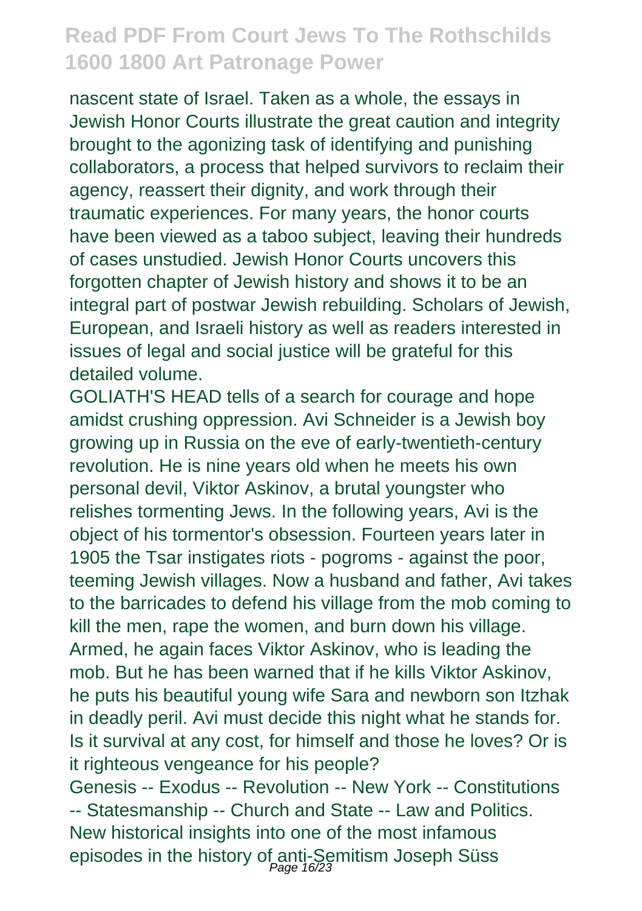nascent state of Israel. Taken as a whole, the essays in Jewish Honor Courts illustrate the great caution and integrity brought to the agonizing task of identifying and punishing collaborators, a process that helped survivors to reclaim their agency, reassert their dignity, and work through their traumatic experiences. For many years, the honor courts have been viewed as a taboo subject, leaving their hundreds of cases unstudied. Jewish Honor Courts uncovers this forgotten chapter of Jewish history and shows it to be an integral part of postwar Jewish rebuilding. Scholars of Jewish, European, and Israeli history as well as readers interested in issues of legal and social justice will be grateful for this detailed volume.

GOLIATH'S HEAD tells of a search for courage and hope amidst crushing oppression. Avi Schneider is a Jewish boy growing up in Russia on the eve of early-twentieth-century revolution. He is nine years old when he meets his own personal devil, Viktor Askinov, a brutal youngster who relishes tormenting Jews. In the following years, Avi is the object of his tormentor's obsession. Fourteen years later in 1905 the Tsar instigates riots - pogroms - against the poor, teeming Jewish villages. Now a husband and father, Avi takes to the barricades to defend his village from the mob coming to kill the men, rape the women, and burn down his village. Armed, he again faces Viktor Askinov, who is leading the mob. But he has been warned that if he kills Viktor Askinov, he puts his beautiful young wife Sara and newborn son Itzhak in deadly peril. Avi must decide this night what he stands for. Is it survival at any cost, for himself and those he loves? Or is it righteous vengeance for his people?

Genesis -- Exodus -- Revolution -- New York -- Constitutions -- Statesmanship -- Church and State -- Law and Politics.

New historical insights into one of the most infamous episodes in the history of anti-Semitism Joseph Süss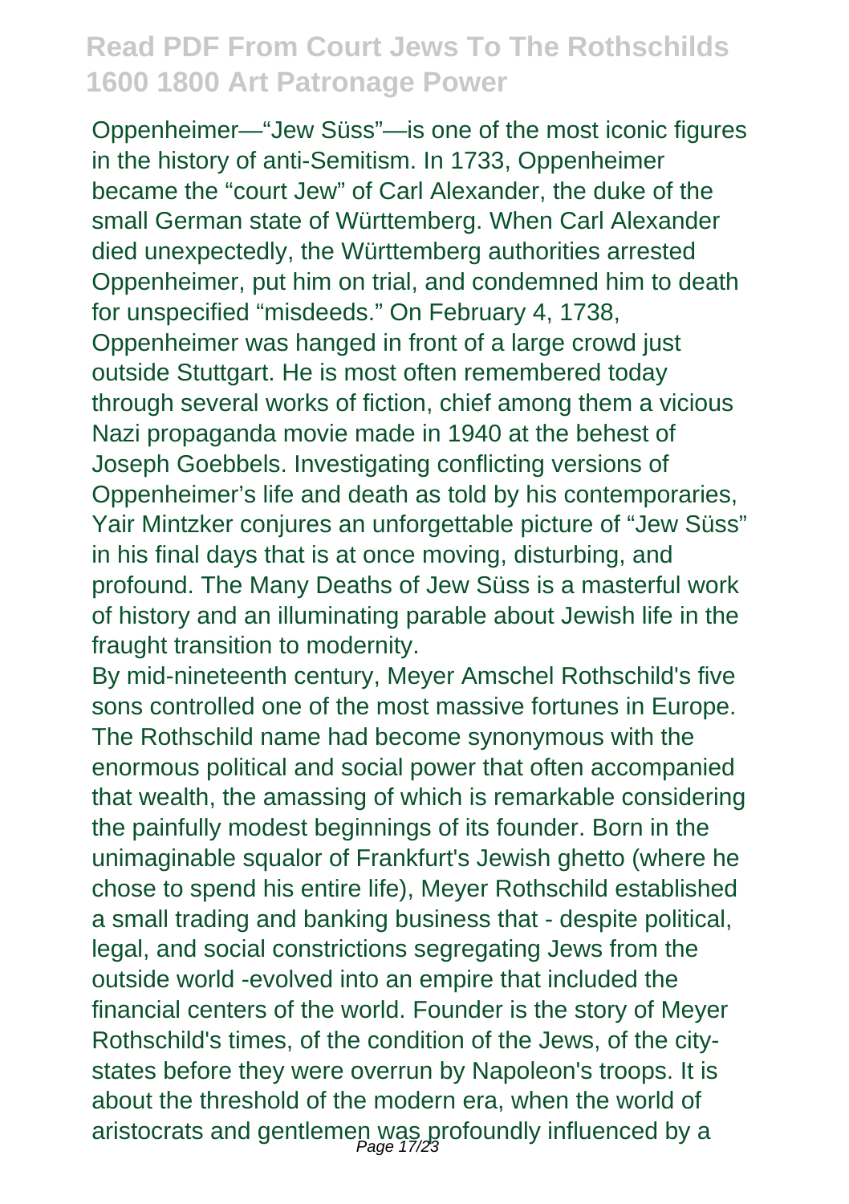Oppenheimer—“Jew Süss”—is one of the most iconic figures in the history of anti-Semitism. In 1733, Oppenheimer became the “court Jew” of Carl Alexander, the duke of the small German state of Württemberg. When Carl Alexander died unexpectedly, the Württemberg authorities arrested Oppenheimer, put him on trial, and condemned him to death for unspecified “misdeeds.” On February 4, 1738, Oppenheimer was hanged in front of a large crowd just outside Stuttgart. He is most often remembered today through several works of fiction, chief among them a vicious Nazi propaganda movie made in 1940 at the behest of Joseph Goebbels. Investigating conflicting versions of Oppenheimer’s life and death as told by his contemporaries, Yair Mintzker conjures an unforgettable picture of “Jew Süss” in his final days that is at once moving, disturbing, and profound. The Many Deaths of Jew Süss is a masterful work of history and an illuminating parable about Jewish life in the fraught transition to modernity.

By mid-nineteenth century, Meyer Amschel Rothschild's five sons controlled one of the most massive fortunes in Europe. The Rothschild name had become synonymous with the enormous political and social power that often accompanied that wealth, the amassing of which is remarkable considering the painfully modest beginnings of its founder. Born in the unimaginable squalor of Frankfurt's Jewish ghetto (where he chose to spend his entire life), Meyer Rothschild established a small trading and banking business that - despite political, legal, and social constrictions segregating Jews from the outside world -evolved into an empire that included the financial centers of the world. Founder is the story of Meyer Rothschild's times, of the condition of the Jews, of the city-states before they were overrun by Napoleon's troops. It is about the threshold of the modern era, when the world of aristocrats and gentlemen was profoundly influenced by a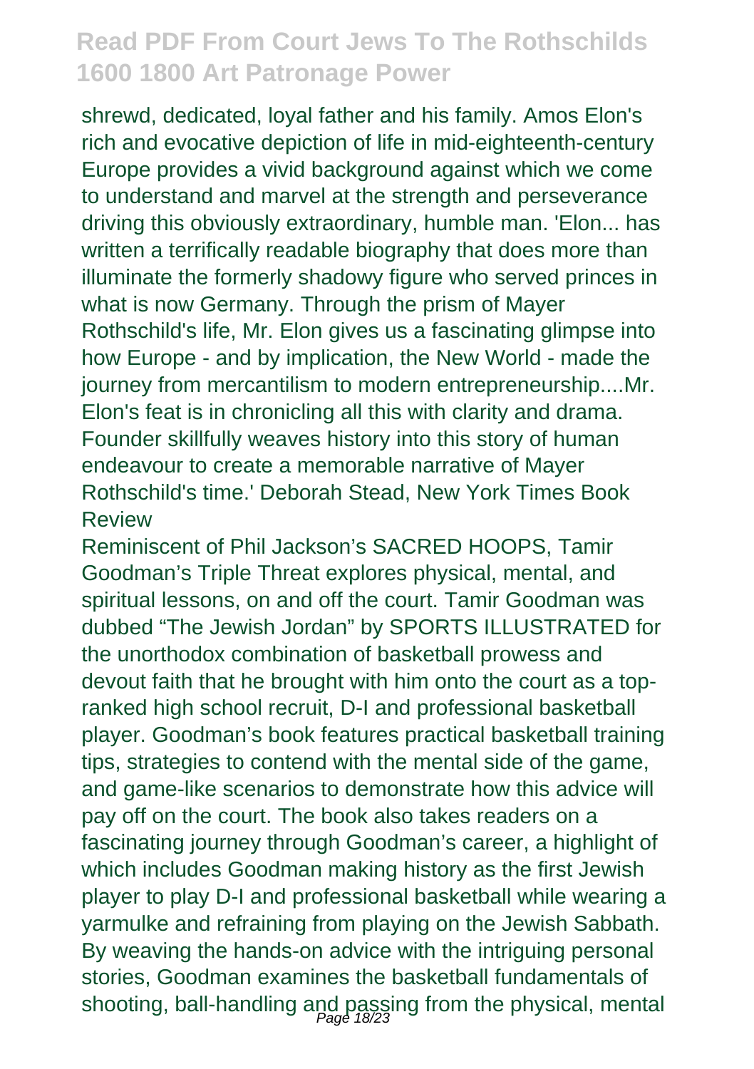shrewd, dedicated, loyal father and his family. Amos Elon's rich and evocative depiction of life in mid-eighteenth-century Europe provides a vivid background against which we come to understand and marvel at the strength and perseverance driving this obviously extraordinary, humble man. 'Elon... has written a terrifically readable biography that does more than illuminate the formerly shadowy figure who served princes in what is now Germany. Through the prism of Mayer Rothschild's life, Mr. Elon gives us a fascinating glimpse into how Europe - and by implication, the New World - made the journey from mercantilism to modern entrepreneurship....Mr. Elon's feat is in chronicling all this with clarity and drama. Founder skillfully weaves history into this story of human endeavour to create a memorable narrative of Mayer Rothschild's time.' Deborah Stead, New York Times Book Review

Reminiscent of Phil Jackson's SACRED HOOPS, Tamir Goodman's Triple Threat explores physical, mental, and spiritual lessons, on and off the court. Tamir Goodman was dubbed "The Jewish Jordan" by SPORTS ILLUSTRATED for the unorthodox combination of basketball prowess and devout faith that he brought with him onto the court as a top-ranked high school recruit, D-I and professional basketball player. Goodman's book features practical basketball training tips, strategies to contend with the mental side of the game, and game-like scenarios to demonstrate how this advice will pay off on the court. The book also takes readers on a fascinating journey through Goodman's career, a highlight of which includes Goodman making history as the first Jewish player to play D-I and professional basketball while wearing a yarmulke and refraining from playing on the Jewish Sabbath. By weaving the hands-on advice with the intriguing personal stories, Goodman examines the basketball fundamentals of shooting, ball-handling and passing from the physical, mental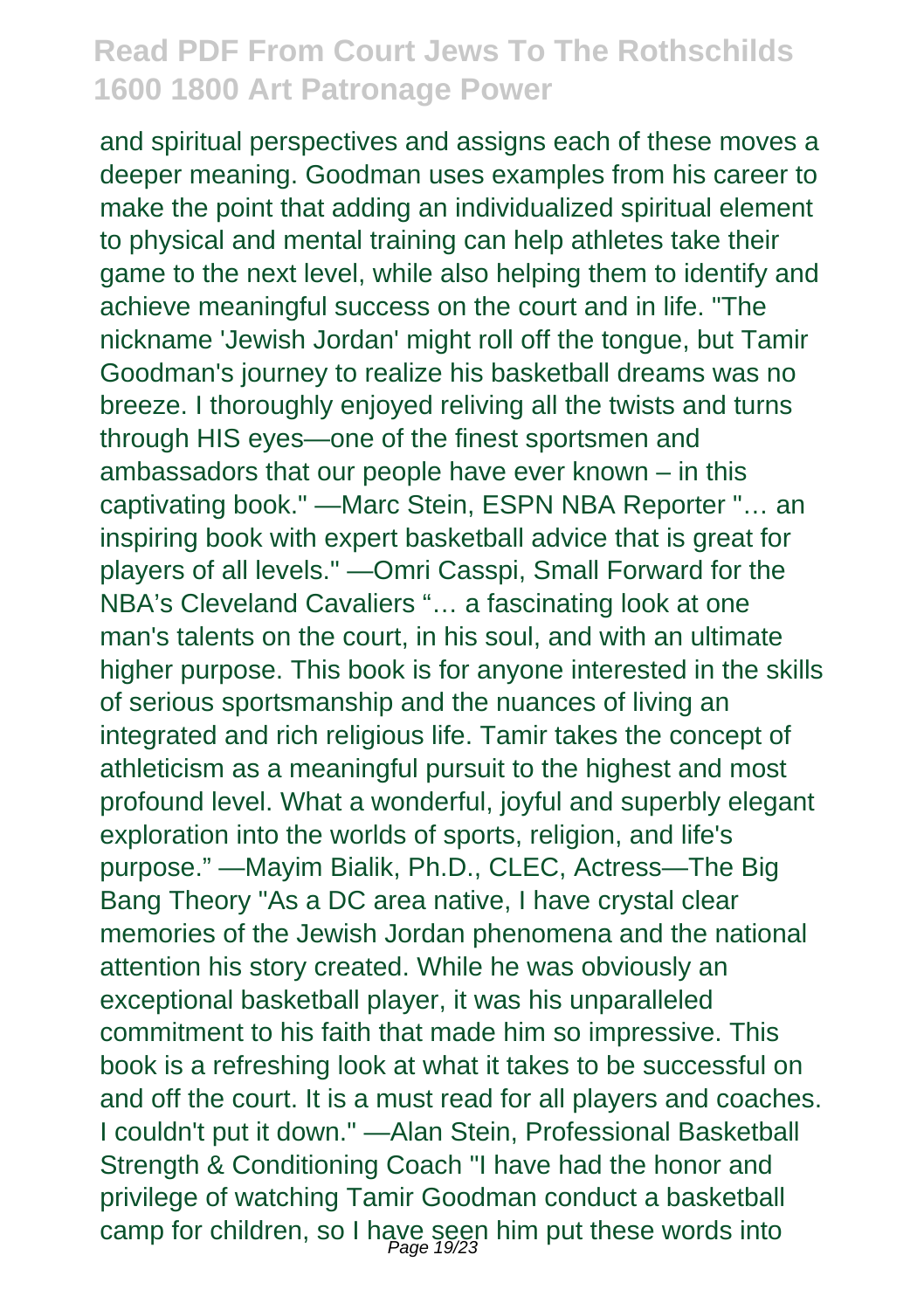and spiritual perspectives and assigns each of these moves a deeper meaning. Goodman uses examples from his career to make the point that adding an individualized spiritual element to physical and mental training can help athletes take their game to the next level, while also helping them to identify and achieve meaningful success on the court and in life. "The nickname 'Jewish Jordan' might roll off the tongue, but Tamir Goodman's journey to realize his basketball dreams was no breeze. I thoroughly enjoyed reliving all the twists and turns through HIS eyes—one of the finest sportsmen and ambassadors that our people have ever known – in this captivating book." —Marc Stein, ESPN NBA Reporter "… an inspiring book with expert basketball advice that is great for players of all levels." —Omri Casspi, Small Forward for the NBA's Cleveland Cavaliers "… a fascinating look at one man's talents on the court, in his soul, and with an ultimate higher purpose. This book is for anyone interested in the skills of serious sportsmanship and the nuances of living an integrated and rich religious life. Tamir takes the concept of athleticism as a meaningful pursuit to the highest and most profound level. What a wonderful, joyful and superbly elegant exploration into the worlds of sports, religion, and life's purpose." —Mayim Bialik, Ph.D., CLEC, Actress—The Big Bang Theory "As a DC area native, I have crystal clear memories of the Jewish Jordan phenomena and the national attention his story created. While he was obviously an exceptional basketball player, it was his unparalleled commitment to his faith that made him so impressive. This book is a refreshing look at what it takes to be successful on and off the court. It is a must read for all players and coaches. I couldn't put it down." —Alan Stein, Professional Basketball Strength & Conditioning Coach "I have had the honor and privilege of watching Tamir Goodman conduct a basketball camp for children, so I have seen him put these words into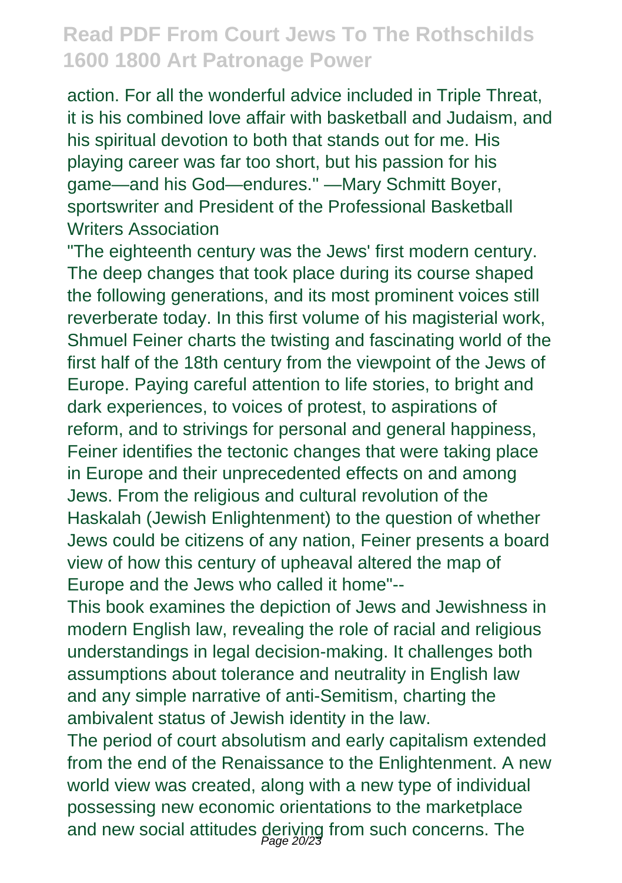action. For all the wonderful advice included in Triple Threat, it is his combined love affair with basketball and Judaism, and his spiritual devotion to both that stands out for me. His playing career was far too short, but his passion for his game—and his God—endures." —Mary Schmitt Boyer, sportswriter and President of the Professional Basketball Writers Association

"The eighteenth century was the Jews' first modern century. The deep changes that took place during its course shaped the following generations, and its most prominent voices still reverberate today. In this first volume of his magisterial work, Shmuel Feiner charts the twisting and fascinating world of the first half of the 18th century from the viewpoint of the Jews of Europe. Paying careful attention to life stories, to bright and dark experiences, to voices of protest, to aspirations of reform, and to strivings for personal and general happiness, Feiner identifies the tectonic changes that were taking place in Europe and their unprecedented effects on and among Jews. From the religious and cultural revolution of the Haskalah (Jewish Enlightenment) to the question of whether Jews could be citizens of any nation, Feiner presents a board view of how this century of upheaval altered the map of Europe and the Jews who called it home"--

This book examines the depiction of Jews and Jewishness in modern English law, revealing the role of racial and religious understandings in legal decision-making. It challenges both assumptions about tolerance and neutrality in English law and any simple narrative of anti-Semitism, charting the ambivalent status of Jewish identity in the law.

The period of court absolutism and early capitalism extended from the end of the Renaissance to the Enlightenment. A new world view was created, along with a new type of individual possessing new economic orientations to the marketplace and new social attitudes deriving from such concerns. The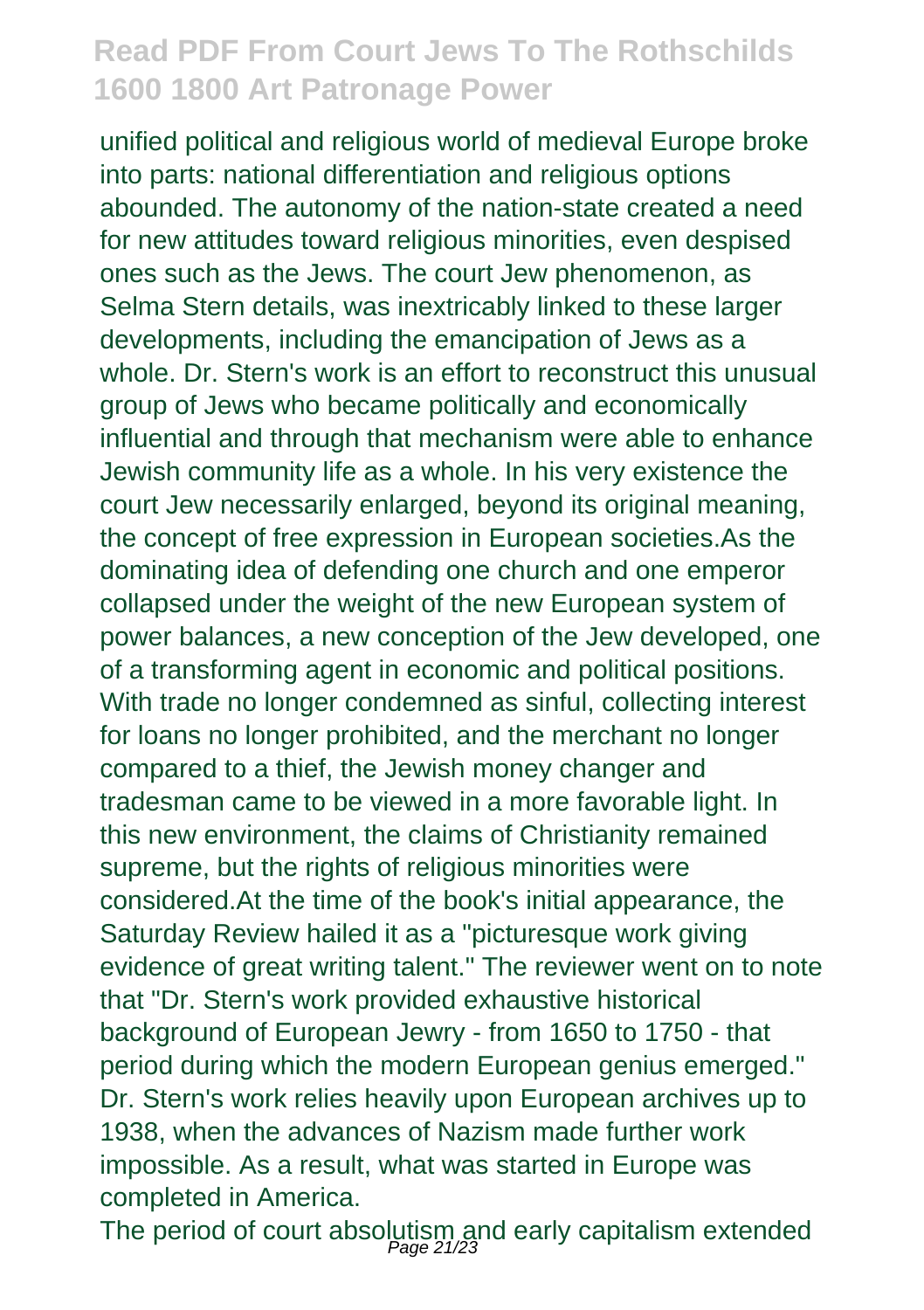unified political and religious world of medieval Europe broke into parts: national differentiation and religious options abounded. The autonomy of the nation-state created a need for new attitudes toward religious minorities, even despised ones such as the Jews. The court Jew phenomenon, as Selma Stern details, was inextricably linked to these larger developments, including the emancipation of Jews as a whole. Dr. Stern's work is an effort to reconstruct this unusual group of Jews who became politically and economically influential and through that mechanism were able to enhance Jewish community life as a whole. In his very existence the court Jew necessarily enlarged, beyond its original meaning, the concept of free expression in European societies.As the dominating idea of defending one church and one emperor collapsed under the weight of the new European system of power balances, a new conception of the Jew developed, one of a transforming agent in economic and political positions. With trade no longer condemned as sinful, collecting interest for loans no longer prohibited, and the merchant no longer compared to a thief, the Jewish money changer and tradesman came to be viewed in a more favorable light. In this new environment, the claims of Christianity remained supreme, but the rights of religious minorities were considered.At the time of the book's initial appearance, the Saturday Review hailed it as a "picturesque work giving evidence of great writing talent." The reviewer went on to note that "Dr. Stern's work provided exhaustive historical background of European Jewry - from 1650 to 1750 - that period during which the modern European genius emerged." Dr. Stern's work relies heavily upon European archives up to 1938, when the advances of Nazism made further work impossible. As a result, what was started in Europe was completed in America.

The period of court absolutism and early capitalism extended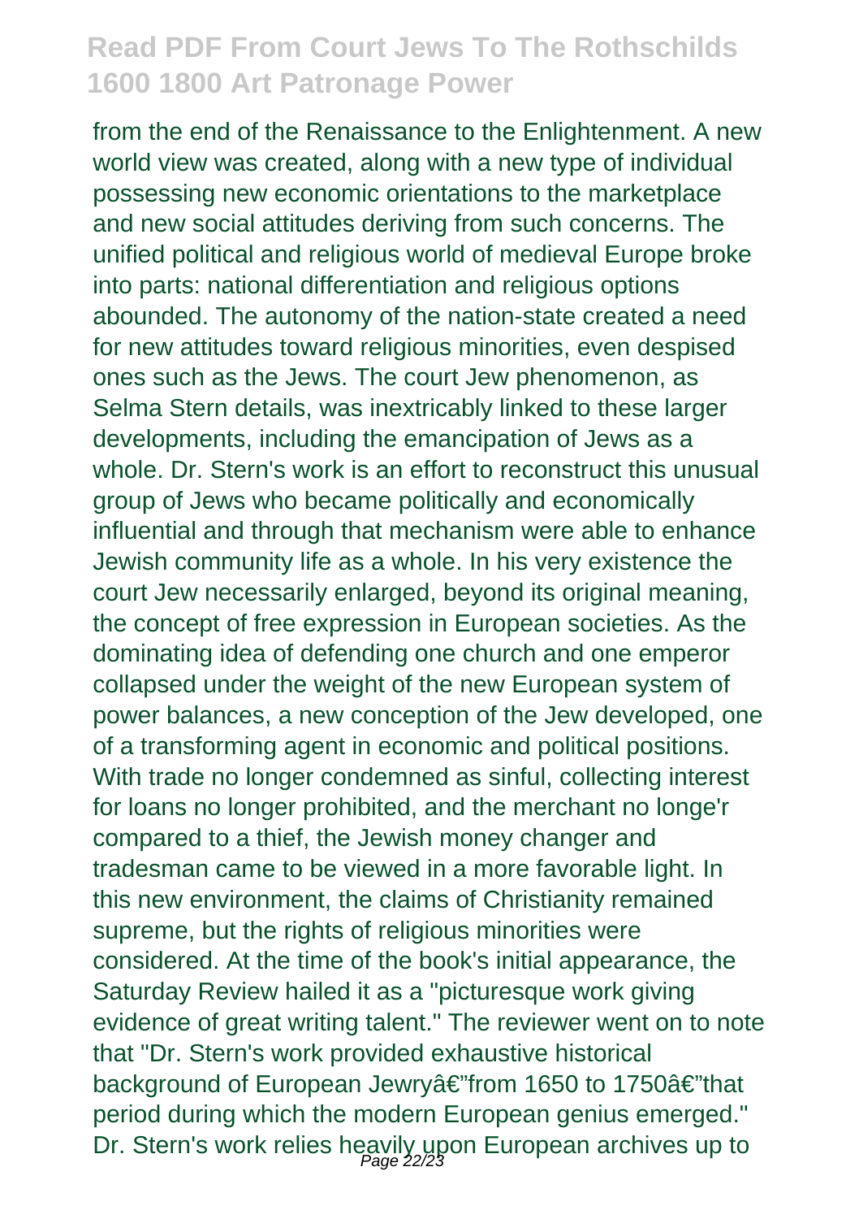from the end of the Renaissance to the Enlightenment. A new world view was created, along with a new type of individual possessing new economic orientations to the marketplace and new social attitudes deriving from such concerns. The unified political and religious world of medieval Europe broke into parts: national differentiation and religious options abounded. The autonomy of the nation-state created a need for new attitudes toward religious minorities, even despised ones such as the Jews. The court Jew phenomenon, as Selma Stern details, was inextricably linked to these larger developments, including the emancipation of Jews as a whole. Dr. Stern's work is an effort to reconstruct this unusual group of Jews who became politically and economically influential and through that mechanism were able to enhance Jewish community life as a whole. In his very existence the court Jew necessarily enlarged, beyond its original meaning, the concept of free expression in European societies. As the dominating idea of defending one church and one emperor collapsed under the weight of the new European system of power balances, a new conception of the Jew developed, one of a transforming agent in economic and political positions. With trade no longer condemned as sinful, collecting interest for loans no longer prohibited, and the merchant no longe'r compared to a thief, the Jewish money changer and tradesman came to be viewed in a more favorable light. In this new environment, the claims of Christianity remained supreme, but the rights of religious minorities were considered. At the time of the book's initial appearance, the Saturday Review hailed it as a "picturesque work giving evidence of great writing talent." The reviewer went on to note that "Dr. Stern's work provided exhaustive historical background of European Jewryâ€"from 1650 to 1750â€"that period during which the modern European genius emerged." Dr. Stern's work relies heavily upon European archives up to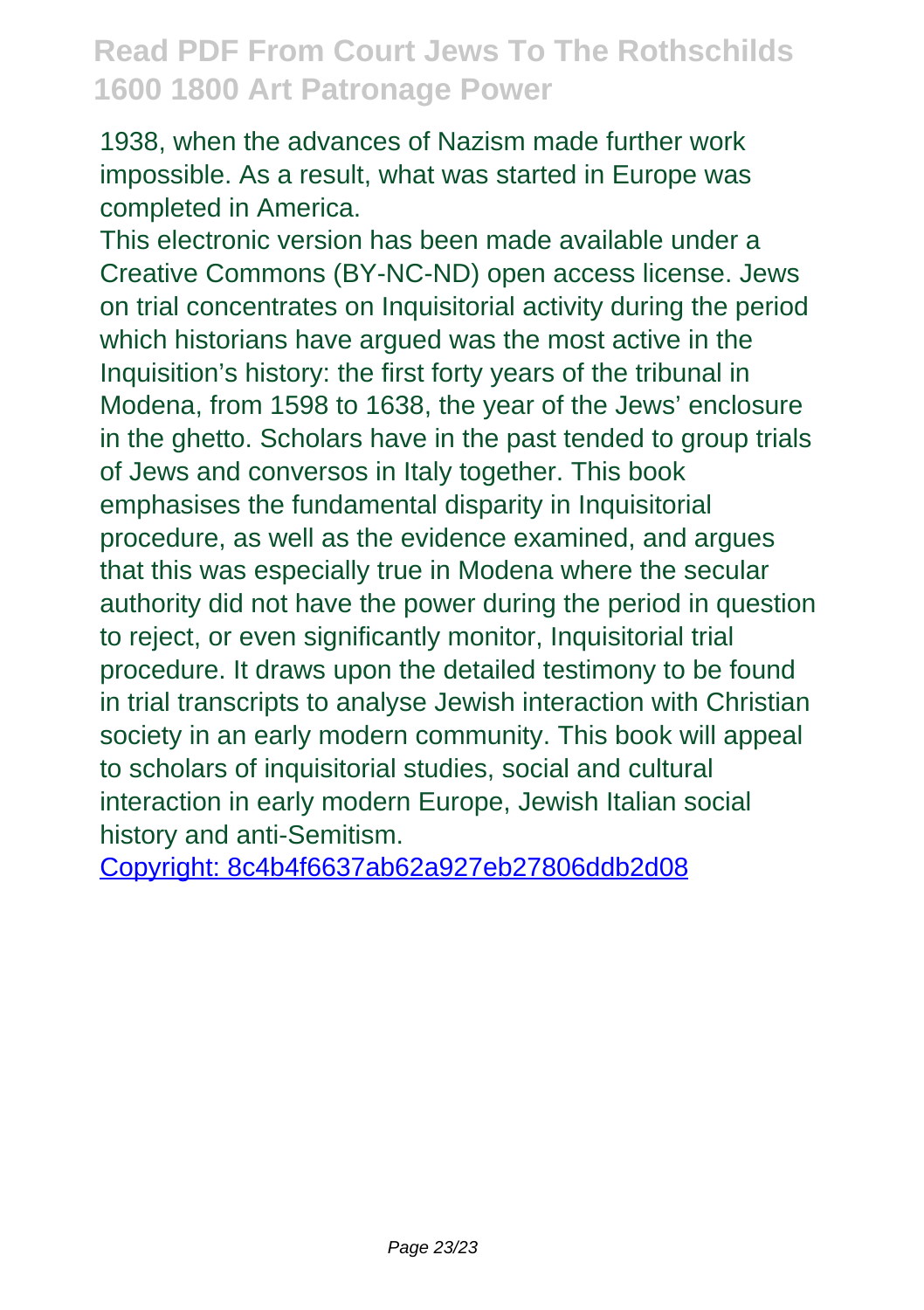1938, when the advances of Nazism made further work impossible. As a result, what was started in Europe was completed in America.

This electronic version has been made available under a Creative Commons (BY-NC-ND) open access license. Jews on trial concentrates on Inquisitorial activity during the period which historians have argued was the most active in the Inquisition's history: the first forty years of the tribunal in Modena, from 1598 to 1638, the year of the Jews' enclosure in the ghetto. Scholars have in the past tended to group trials of Jews and conversos in Italy together. This book emphasises the fundamental disparity in Inquisitorial procedure, as well as the evidence examined, and argues that this was especially true in Modena where the secular authority did not have the power during the period in question to reject, or even significantly monitor, Inquisitorial trial procedure. It draws upon the detailed testimony to be found in trial transcripts to analyse Jewish interaction with Christian society in an early modern community. This book will appeal to scholars of inquisitorial studies, social and cultural interaction in early modern Europe, Jewish Italian social history and anti-Semitism.

Copyright: 8c4b4f6637ab62a927eb27806ddb2d08